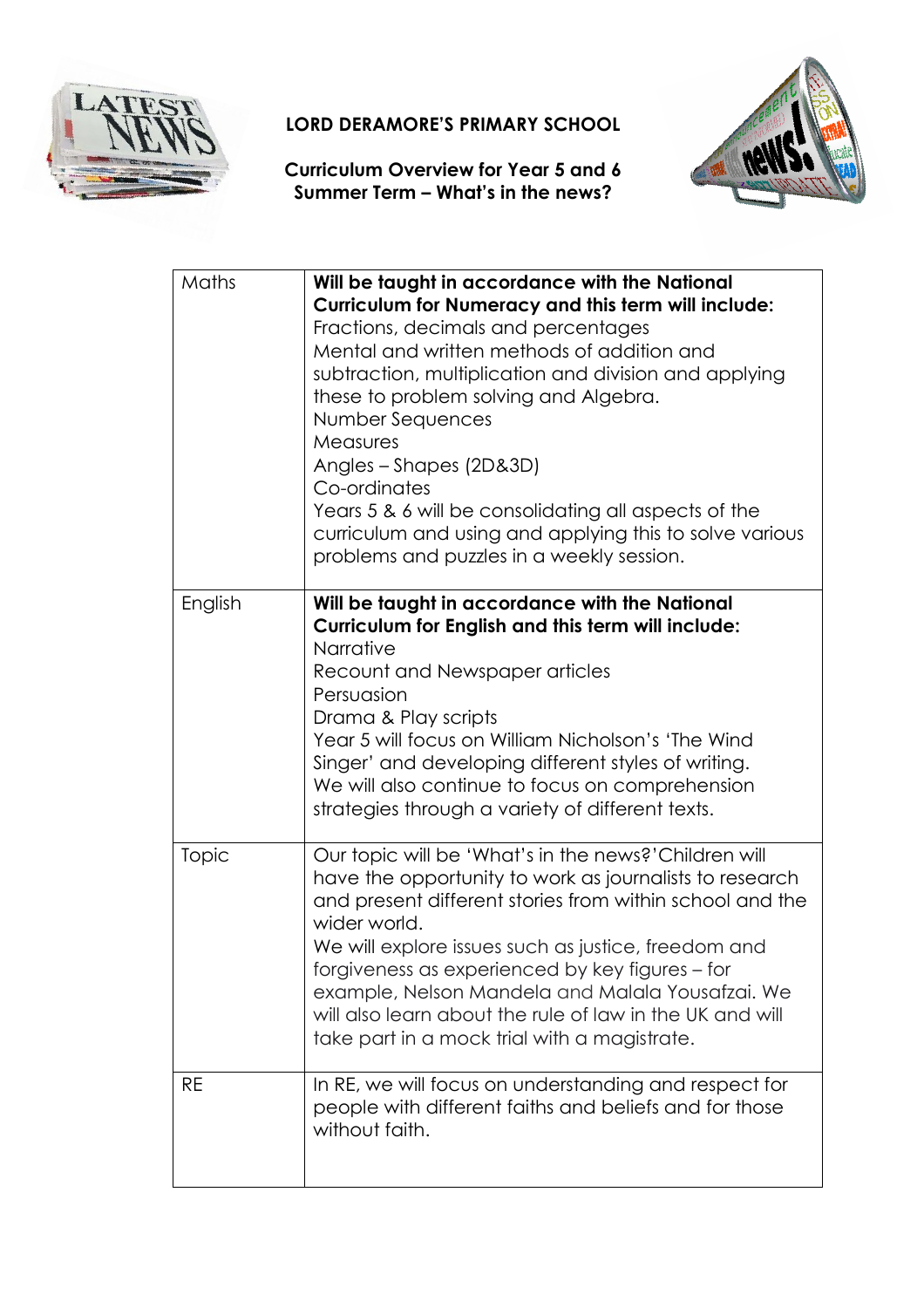# LORD DERAMORE'S PRIMARY SCHOOL

## Curriculum Overview for Year 5 and 6
## Summer Term – What's in the news?

| | |
|---|---|
| Maths | **Will be taught in accordance with the National Curriculum for Numeracy and this term will include:**<br>Fractions, decimals and percentages<br>Mental and written methods of addition and subtraction, multiplication and division and applying these to problem solving and Algebra.<br>Number Sequences<br>Measures<br>Angles – Shapes (2D&3D)<br>Co-ordinates<br>Years 5 & 6 will be consolidating all aspects of the curriculum and using and applying this to solve various problems and puzzles in a weekly session. |
| English | **Will be taught in accordance with the National Curriculum for English and this term will include:**<br>Narrative<br>Recount and Newspaper articles<br>Persuasion<br>Drama & Play scripts<br>Year 5 will focus on William Nicholson's 'The Wind Singer' and developing different styles of writing.<br>We will also continue to focus on comprehension strategies through a variety of different texts. |
| Topic | Our topic will be 'What's in the news?'Children will have the opportunity to work as journalists to research and present different stories from within school and the wider world.<br>We will explore issues such as justice, freedom and forgiveness as experienced by key figures – for example, Nelson Mandela and Malala Yousafzai. We will also learn about the rule of law in the UK and will take part in a mock trial with a magistrate. |
| RE | In RE, we will focus on understanding and respect for people with different faiths and beliefs and for those without faith. |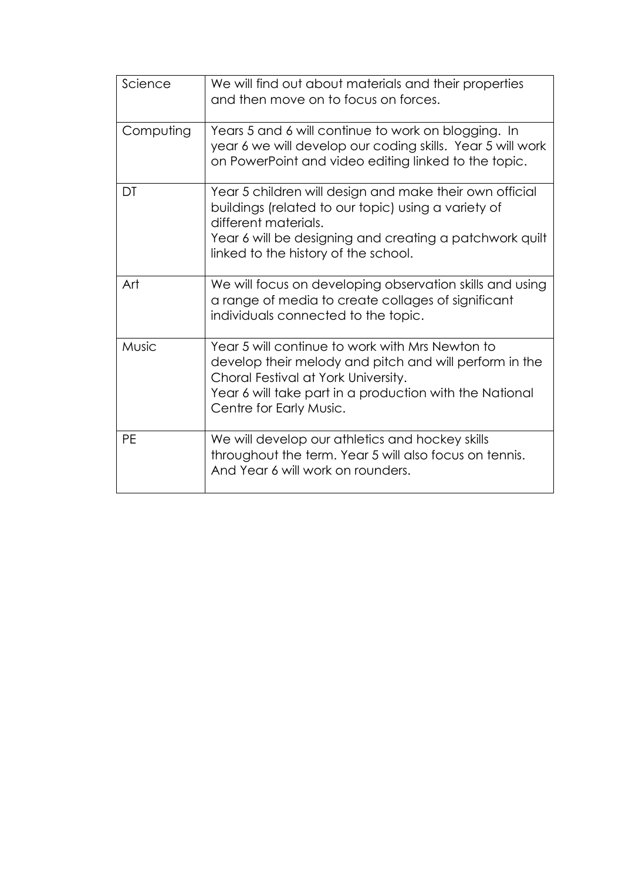| | |
|---|---|
| Science | We will find out about materials and their properties and then move on to focus on forces. |
| Computing | Years 5 and 6 will continue to work on blogging. In year 6 we will develop our coding skills. Year 5 will work on PowerPoint and video editing linked to the topic. |
| DT | Year 5 children will design and make their own official buildings (related to our topic) using a variety of different materials.<br>Year 6 will be designing and creating a patchwork quilt linked to the history of the school. |
| Art | We will focus on developing observation skills and using a range of media to create collages of significant individuals connected to the topic. |
| Music | Year 5 will continue to work with Mrs Newton to develop their melody and pitch and will perform in the Choral Festival at York University.<br>Year 6 will take part in a production with the National Centre for Early Music. |
| PE | We will develop our athletics and hockey skills throughout the term. Year 5 will also focus on tennis. And Year 6 will work on rounders. |